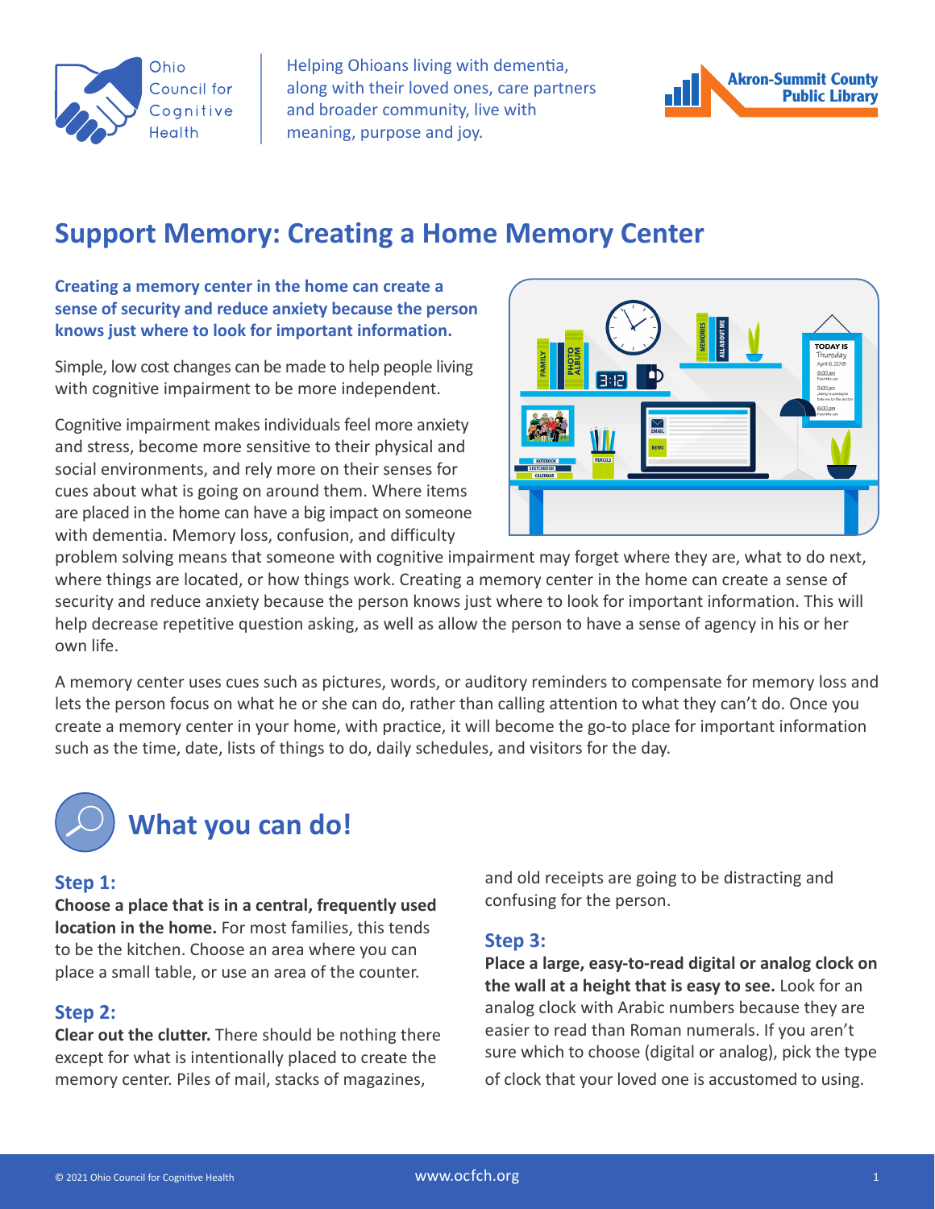Ohio Council for Cognitive Health

Helping Ohioans living with dementia, along with their loved ones, care partners and broader community, live with meaning, purpose and joy.

Akron-Summit County Public Library

# Support Memory: Creating a Home Memory Center

**Creating a memory center in the home can create a sense of security and reduce anxiety because the person knows just where to look for important information.**

Simple, low cost changes can be made to help people living with cognitive impairment to be more independent.

Cognitive impairment makes individuals feel more anxiety and stress, become more sensitive to their physical and social environments, and rely more on their senses for cues about what is going on around them. Where items are placed in the home can have a big impact on someone with dementia. Memory loss, confusion, and difficulty problem solving means that someone with cognitive impairment may forget where they are, what to do next, where things are located, or how things work. Creating a memory center in the home can create a sense of security and reduce anxiety because the person knows just where to look for important information. This will help decrease repetitive question asking, as well as allow the person to have a sense of agency in his or her own life.

A memory center uses cues such as pictures, words, or auditory reminders to compensate for memory loss and lets the person focus on what he or she can do, rather than calling attention to what they can't do. Once you create a memory center in your home, with practice, it will become the go-to place for important information such as the time, date, lists of things to do, daily schedules, and visitors for the day.

## What you can do!

### Step 1:

**Choose a place that is in a central, frequently used location in the home.** For most families, this tends to be the kitchen. Choose an area where you can place a small table, or use an area of the counter.

### Step 2:

**Clear out the clutter.** There should be nothing there except for what is intentionally placed to create the memory center. Piles of mail, stacks of magazines, and old receipts are going to be distracting and confusing for the person.

### Step 3:

**Place a large, easy-to-read digital or analog clock on the wall at a height that is easy to see.** Look for an analog clock with Arabic numbers because they are easier to read than Roman numerals. If you aren't sure which to choose (digital or analog), pick the type of clock that your loved one is accustomed to using.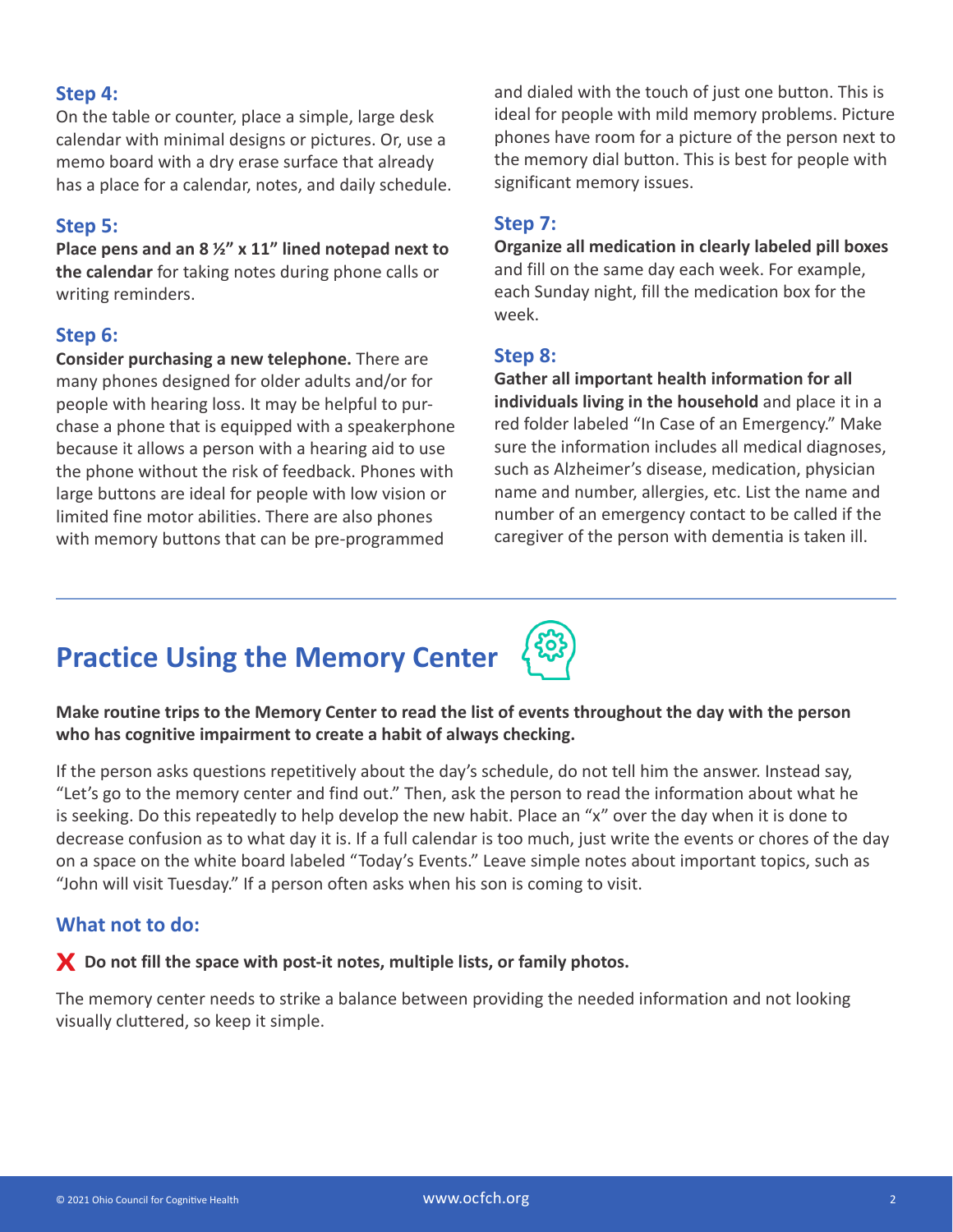### Step 4:

On the table or counter, place a simple, large desk calendar with minimal designs or pictures. Or, use a memo board with a dry erase surface that already has a place for a calendar, notes, and daily schedule.

### Step 5:

**Place pens and an 8 ½" x 11" lined notepad next to the calendar** for taking notes during phone calls or writing reminders.

### Step 6:

**Consider purchasing a new telephone.** There are many phones designed for older adults and/or for people with hearing loss. It may be helpful to purchase a phone that is equipped with a speakerphone because it allows a person with a hearing aid to use the phone without the risk of feedback. Phones with large buttons are ideal for people with low vision or limited fine motor abilities. There are also phones with memory buttons that can be pre-programmed and dialed with the touch of just one button. This is ideal for people with mild memory problems. Picture phones have room for a picture of the person next to the memory dial button. This is best for people with significant memory issues.

### Step 7:

**Organize all medication in clearly labeled pill boxes** and fill on the same day each week. For example, each Sunday night, fill the medication box for the week.

### Step 8:

**Gather all important health information for all individuals living in the household** and place it in a red folder labeled "In Case of an Emergency." Make sure the information includes all medical diagnoses, such as Alzheimer's disease, medication, physician name and number, allergies, etc. List the name and number of an emergency contact to be called if the caregiver of the person with dementia is taken ill.

## Practice Using the Memory Center

**Make routine trips to the Memory Center to read the list of events throughout the day with the person who has cognitive impairment to create a habit of always checking.**

If the person asks questions repetitively about the day's schedule, do not tell him the answer. Instead say, "Let's go to the memory center and find out." Then, ask the person to read the information about what he is seeking. Do this repeatedly to help develop the new habit. Place an "x" over the day when it is done to decrease confusion as to what day it is. If a full calendar is too much, just write the events or chores of the day on a space on the white board labeled "Today's Events." Leave simple notes about important topics, such as "John will visit Tuesday." If a person often asks when his son is coming to visit.

### What not to do:

❌ **Do not fill the space with post-it notes, multiple lists, or family photos.**

The memory center needs to strike a balance between providing the needed information and not looking visually cluttered, so keep it simple.